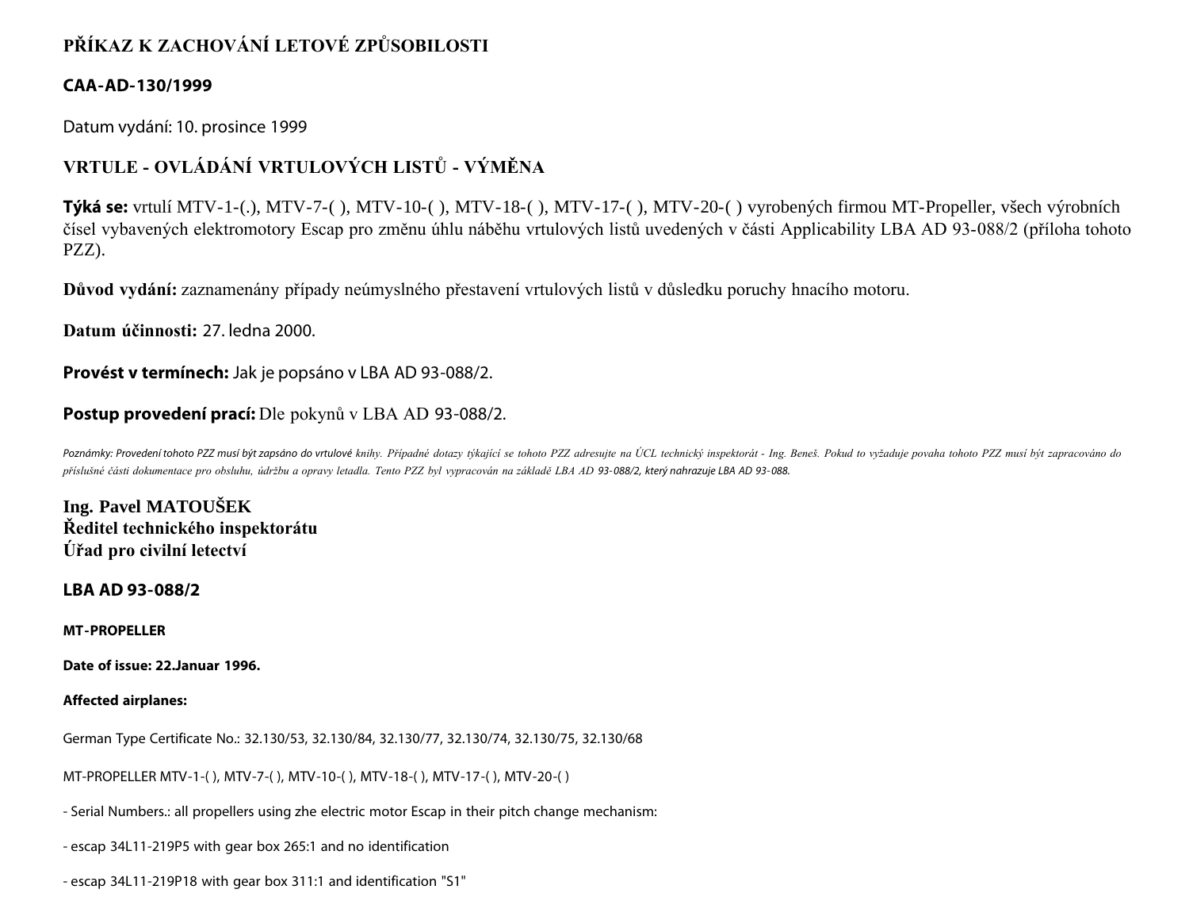# PŘÍKAZ K ZACHOVÁNÍ LETOVÉ ZPŮSOBILOSTI

## CAA-AD-130/1999

Datum vydání: 10. prosince 1999

## VRTULE - OVLÁDÁNÍ VRTULOVÝCH LISTŮ - VÝMĚNA

**Týká se:** vrtulí MTV-1-(.), MTV-7-( ), MTV-10-( ), MTV-18-( ), MTV-17-( ), MTV-20-( ) vyrobených firmou MT-Propeller, všech výrobních čísel vybavených elektromotory Escap pro změnu úhlu náběhu vrtulových listů uvedených v části Applicability LBA AD 93-088/2 (příloha tohoto PZZ).

**Důvod vydání:** zaznamenány případy neúmyslného přestavení vrtulových listů v důsledku poruchy hnacího motoru.

**Datum účinnosti:** 27. ledna 2000.

**Provést v termínech:** Jak je popsáno v LBA AD 93-088/2.

**Postup provedení prací:** Dle pokynů v LBA AD 93-088/2.

*Poznámky: Provedení tohoto PZZ musí být zapsáno do vrtulové knihy. Případné dotazy týkající se tohoto PZZ adresujte na ÚCL technický inspektorát - Ing. Beneš. Pokud to vyžaduje povaha tohoto PZZ musí být zapracováno do příslušné části dokumentace pro obsluhu, údržbu a opravy letadla. Tento PZZ byl vypracován na základě LBA AD 93-088/2, který nahrazuje LBA AD 93-088.*

**Ing. Pavel MATOUŠEK**
**Ředitel technického inspektorátu**
**Úřad pro civilní letectví**

## LBA AD 93-088/2

**MT-PROPELLER**

**Date of issue: 22.Januar 1996.**

**Affected airplanes:**

German Type Certificate No.: 32.130/53, 32.130/84, 32.130/77, 32.130/74, 32.130/75, 32.130/68

MT-PROPELLER MTV-1-( ), MTV-7-( ), MTV-10-( ), MTV-18-( ), MTV-17-( ), MTV-20-( )

- Serial Numbers.: all propellers using zhe electric motor Escap in their pitch change mechanism:

- escap 34L11-219P5 with gear box 265:1 and no identification

- escap 34L11-219P18 with gear box 311:1 and identification "S1"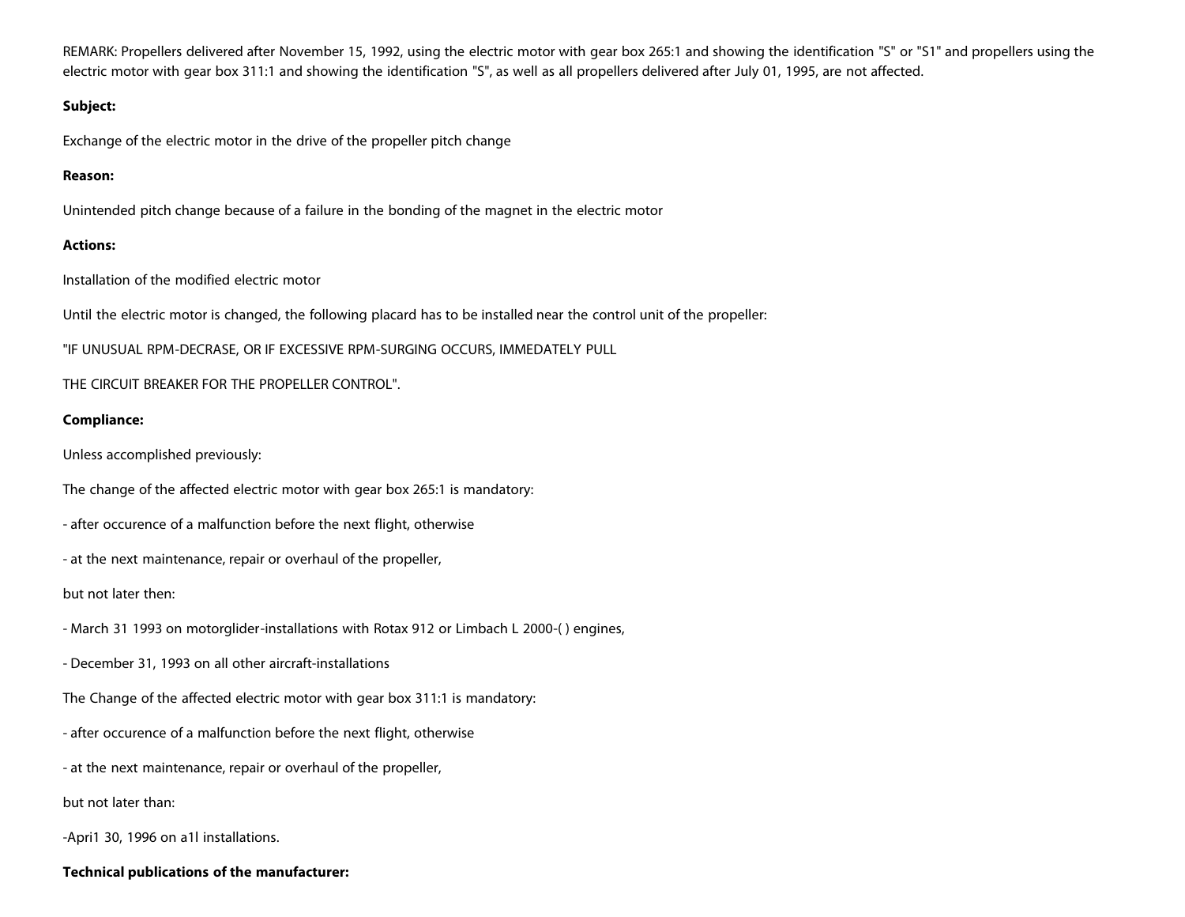REMARK: Propellers delivered after November 15, 1992, using the electric motor with gear box 265:1 and showing the identification "S" or "S1" and propellers using the electric motor with gear box 311:1 and showing the identification "S", as well as all propellers delivered after July 01, 1995, are not affected.

**Subject:**

Exchange of the electric motor in the drive of the propeller pitch change

**Reason:**

Unintended pitch change because of a failure in the bonding of the magnet in the electric motor

**Actions:**

Installation of the modified electric motor

Until the electric motor is changed, the following placard has to be installed near the control unit of the propeller:

"IF UNUSUAL RPM-DECRASE, OR IF EXCESSIVE RPM-SURGING OCCURS, IMMEDATELY PULL

THE CIRCUIT BREAKER FOR THE PROPELLER CONTROL".

**Compliance:**

Unless accomplished previously:

The change of the affected electric motor with gear box 265:1 is mandatory:

- after occurence of a malfunction before the next flight, otherwise

- at the next maintenance, repair or overhaul of the propeller,

but not later then:

- March 31 1993 on motorglider-installations with Rotax 912 or Limbach L 2000-( ) engines,

- December 31, 1993 on all other aircraft-installations

The Change of the affected electric motor with gear box 311:1 is mandatory:

- after occurence of a malfunction before the next flight, otherwise

- at the next maintenance, repair or overhaul of the propeller,

but not later than:

-Apri1 30, 1996 on a1l installations.

**Technical publications of the manufacturer:**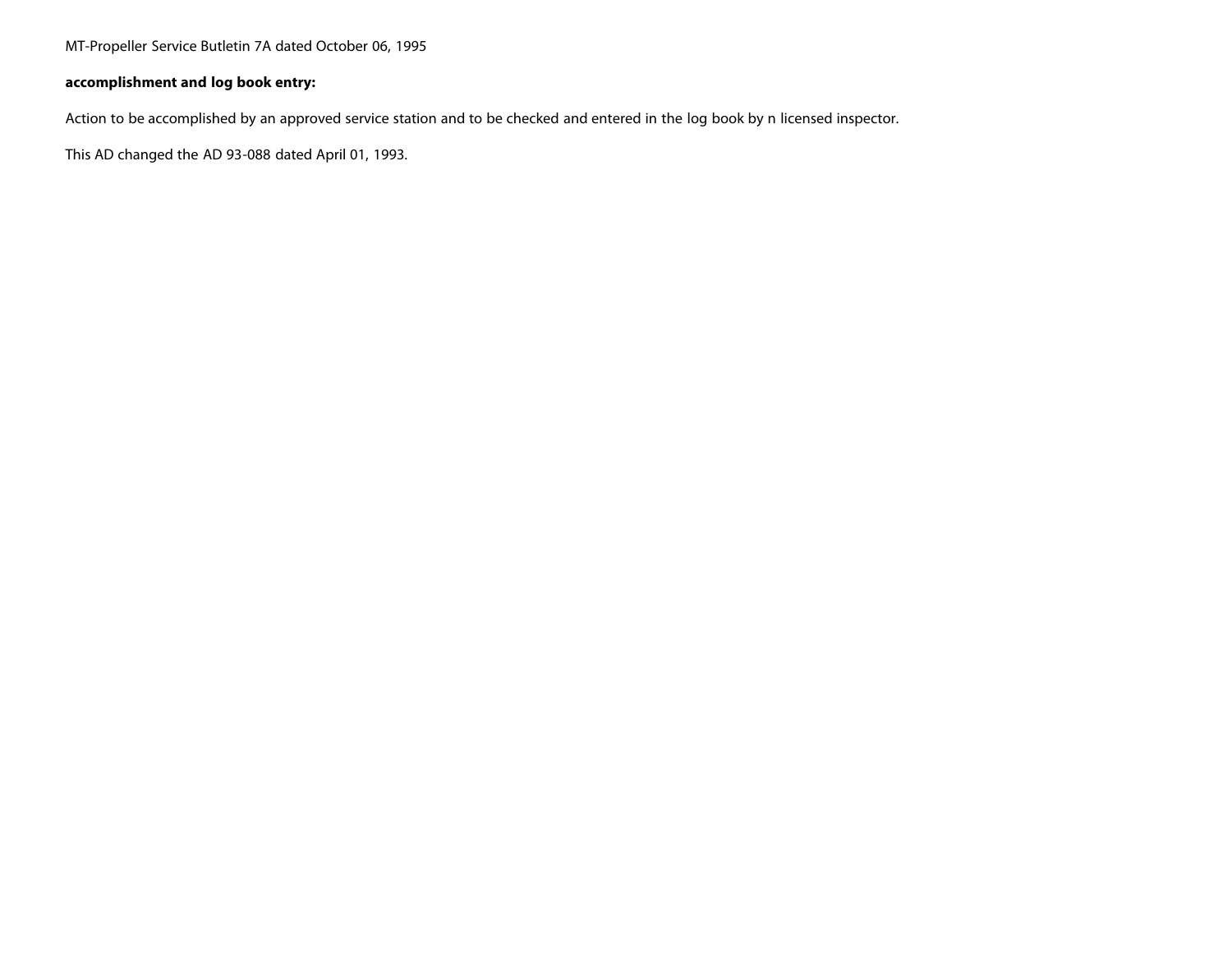MT-Propeller Service Butletin 7A dated October 06, 1995

**accomplishment and log book entry:**

Action to be accomplished by an approved service station and to be checked and entered in the log book by n licensed inspector.

This AD changed the AD 93-088 dated April 01, 1993.